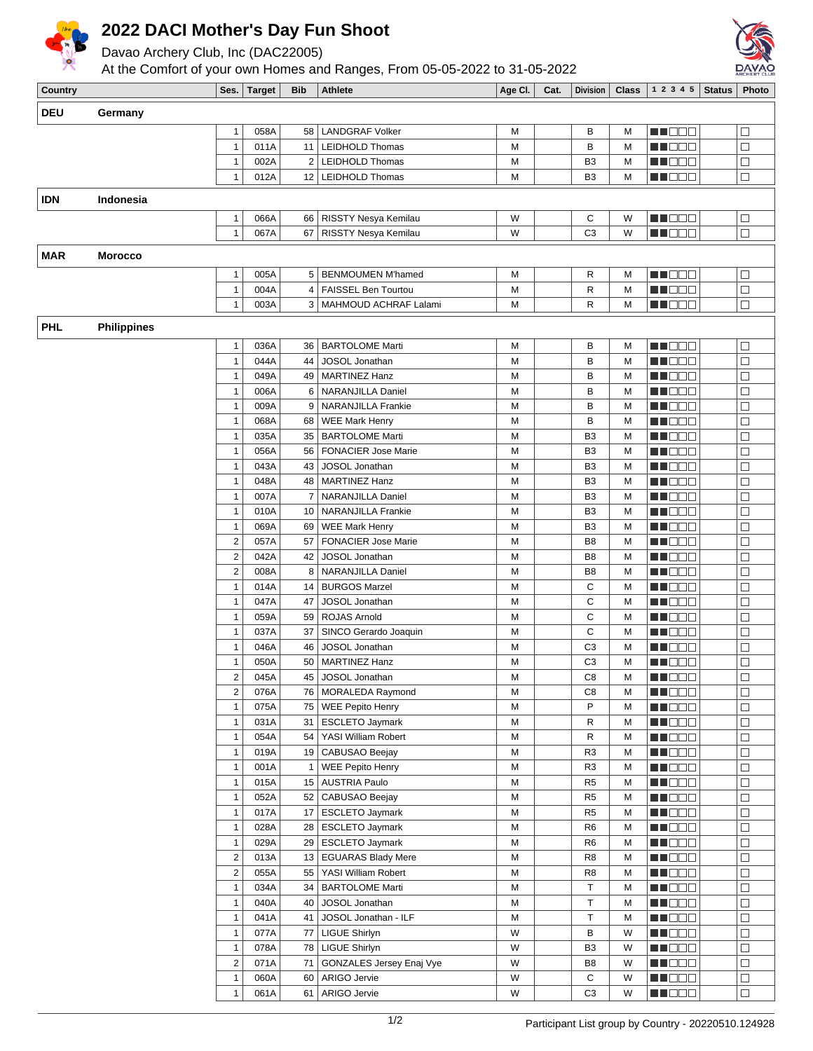# 2022 DACI Mother's Day Fun Shoot

Davao Archery Club, Inc (DAC22005)

At the Comfort of your own Homes and Ranges, From 05-05-2022 to 31-05-2022

| Country | | Ses. | Target | Bib | Athlete | Age Cl. | Cat. | Division | Class | 1 2 3 4 5 | Status | Photo |
|---|---|---|---|---|---|---|---|---|---|---|---|---|
| **DEU** | **Germany** | | | | | | | | | | | |
| | | 1 | 058A | 58 | LANDGRAF Volker | M | | B | M | ■■□□□ | | □ |
| | | 1 | 011A | 11 | LEIDHOLD Thomas | M | | B | M | ■■□□□ | | □ |
| | | 1 | 002A | 2 | LEIDHOLD Thomas | M | | B3 | M | ■■□□□ | | □ |
| | | 1 | 012A | 12 | LEIDHOLD Thomas | M | | B3 | M | ■■□□□ | | □ |
| **IDN** | **Indonesia** | | | | | | | | | | | |
| | | 1 | 066A | 66 | RISSTY Nesya Kemilau | W | | C | W | ■■□□□ | | □ |
| | | 1 | 067A | 67 | RISSTY Nesya Kemilau | W | | C3 | W | ■■□□□ | | □ |
| **MAR** | **Morocco** | | | | | | | | | | | |
| | | 1 | 005A | 5 | BENMOUMEN M'hamed | M | | R | M | ■■□□□ | | □ |
| | | 1 | 004A | 4 | FAISSEL Ben Tourtou | M | | R | M | ■■□□□ | | □ |
| | | 1 | 003A | 3 | MAHMOUD ACHRAF Lalami | M | | R | M | ■■□□□ | | □ |
| **PHL** | **Philippines** | | | | | | | | | | | |
| | | 1 | 036A | 36 | BARTOLOME Marti | M | | B | M | ■■□□□ | | □ |
| | | 1 | 044A | 44 | JOSOL Jonathan | M | | B | M | ■■□□□ | | □ |
| | | 1 | 049A | 49 | MARTINEZ Hanz | M | | B | M | ■■□□□ | | □ |
| | | 1 | 006A | 6 | NARANJILLA Daniel | M | | B | M | ■■□□□ | | □ |
| | | 1 | 009A | 9 | NARANJILLA Frankie | M | | B | M | ■■□□□ | | □ |
| | | 1 | 068A | 68 | WEE Mark Henry | M | | B | M | ■■□□□ | | □ |
| | | 1 | 035A | 35 | BARTOLOME Marti | M | | B3 | M | ■■□□□ | | □ |
| | | 1 | 056A | 56 | FONACIER Jose Marie | M | | B3 | M | ■■□□□ | | □ |
| | | 1 | 043A | 43 | JOSOL Jonathan | M | | B3 | M | ■■□□□ | | □ |
| | | 1 | 048A | 48 | MARTINEZ Hanz | M | | B3 | M | ■■□□□ | | □ |
| | | 1 | 007A | 7 | NARANJILLA Daniel | M | | B3 | M | ■■□□□ | | □ |
| | | 1 | 010A | 10 | NARANJILLA Frankie | M | | B3 | M | ■■□□□ | | □ |
| | | 1 | 069A | 69 | WEE Mark Henry | M | | B3 | M | ■■□□□ | | □ |
| | | 2 | 057A | 57 | FONACIER Jose Marie | M | | B8 | M | ■■□□□ | | □ |
| | | 2 | 042A | 42 | JOSOL Jonathan | M | | B8 | M | ■■□□□ | | □ |
| | | 2 | 008A | 8 | NARANJILLA Daniel | M | | B8 | M | ■■□□□ | | □ |
| | | 1 | 014A | 14 | BURGOS Marzel | M | | C | M | ■■□□□ | | □ |
| | | 1 | 047A | 47 | JOSOL Jonathan | M | | C | M | ■■□□□ | | □ |
| | | 1 | 059A | 59 | ROJAS Arnold | M | | C | M | ■■□□□ | | □ |
| | | 1 | 037A | 37 | SINCO Gerardo Joaquin | M | | C | M | ■■□□□ | | □ |
| | | 1 | 046A | 46 | JOSOL Jonathan | M | | C3 | M | ■■□□□ | | □ |
| | | 1 | 050A | 50 | MARTINEZ Hanz | M | | C3 | M | ■■□□□ | | □ |
| | | 2 | 045A | 45 | JOSOL Jonathan | M | | C8 | M | ■■□□□ | | □ |
| | | 2 | 076A | 76 | MORALEDA Raymond | M | | C8 | M | ■■□□□ | | □ |
| | | 1 | 075A | 75 | WEE Pepito Henry | M | | P | M | ■■□□□ | | □ |
| | | 1 | 031A | 31 | ESCLETO Jaymark | M | | R | M | ■■□□□ | | □ |
| | | 1 | 054A | 54 | YASI William Robert | M | | R | M | ■■□□□ | | □ |
| | | 1 | 019A | 19 | CABUSAO Beejay | M | | R3 | M | ■■□□□ | | □ |
| | | 1 | 001A | 1 | WEE Pepito Henry | M | | R3 | M | ■■□□□ | | □ |
| | | 1 | 015A | 15 | AUSTRIA Paulo | M | | R5 | M | ■■□□□ | | □ |
| | | 1 | 052A | 52 | CABUSAO Beejay | M | | R5 | M | ■■□□□ | | □ |
| | | 1 | 017A | 17 | ESCLETO Jaymark | M | | R5 | M | ■■□□□ | | □ |
| | | 1 | 028A | 28 | ESCLETO Jaymark | M | | R6 | M | ■■□□□ | | □ |
| | | 1 | 029A | 29 | ESCLETO Jaymark | M | | R6 | M | ■■□□□ | | □ |
| | | 2 | 013A | 13 | EGUARAS Blady Mere | M | | R8 | M | ■■□□□ | | □ |
| | | 2 | 055A | 55 | YASI William Robert | M | | R8 | M | ■■□□□ | | □ |
| | | 1 | 034A | 34 | BARTOLOME Marti | M | | T | M | ■■□□□ | | □ |
| | | 1 | 040A | 40 | JOSOL Jonathan | M | | T | M | ■■□□□ | | □ |
| | | 1 | 041A | 41 | JOSOL Jonathan - ILF | M | | T | M | ■■□□□ | | □ |
| | | 1 | 077A | 77 | LIGUE Shirlyn | W | | B | W | ■■□□□ | | □ |
| | | 1 | 078A | 78 | LIGUE Shirlyn | W | | B3 | W | ■■□□□ | | □ |
| | | 2 | 071A | 71 | GONZALES Jersey Enaj Vye | W | | B8 | W | ■■□□□ | | □ |
| | | 1 | 060A | 60 | ARIGO Jervie | W | | C | W | ■■□□□ | | □ |
| | | 1 | 061A | 61 | ARIGO Jervie | W | | C3 | W | ■■□□□ | | □ |

Participant List group by Country - 20220510.124928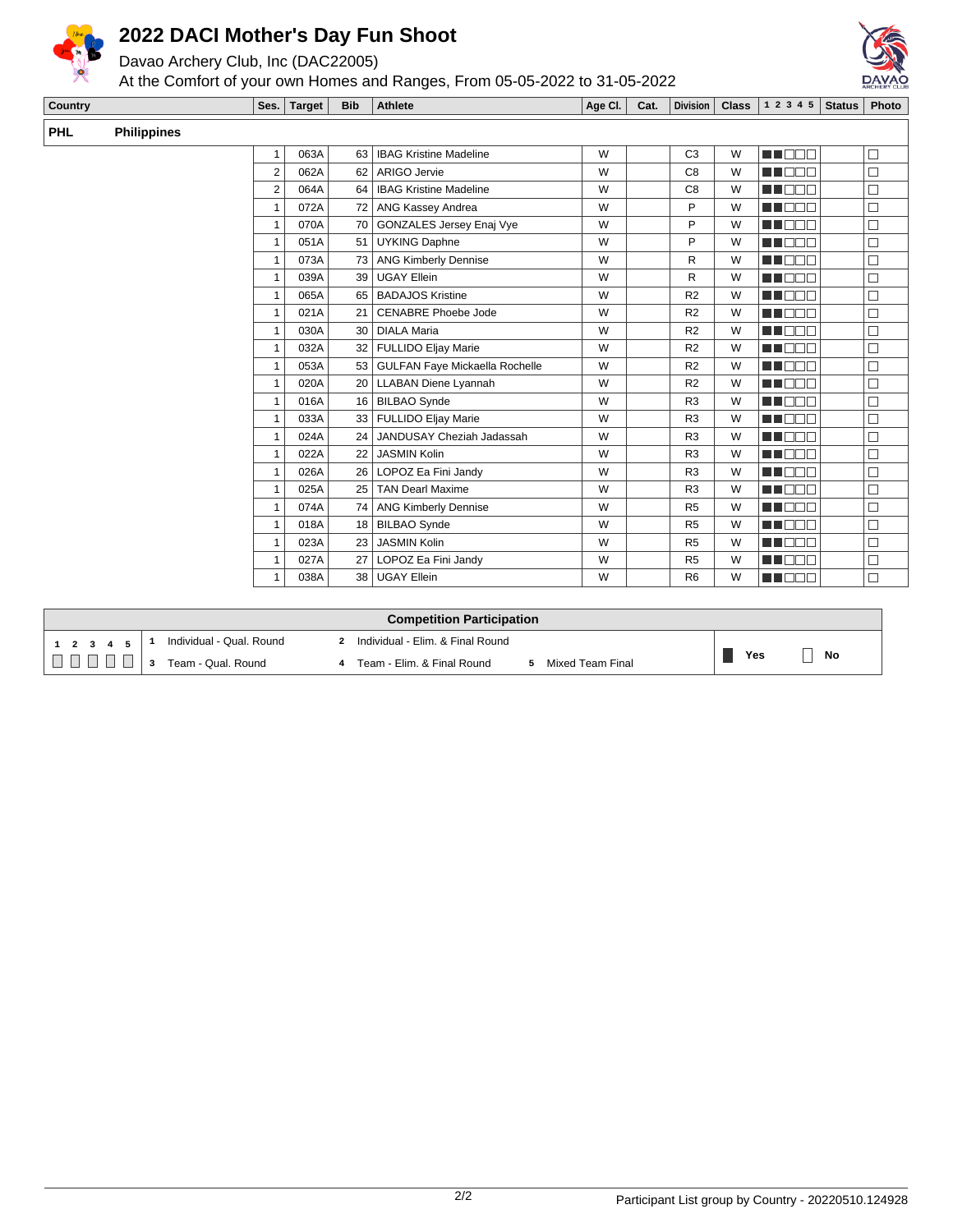# 2022 DACI Mother's Day Fun Shoot

Davao Archery Club, Inc (DAC22005)

At the Comfort of your own Homes and Ranges, From 05-05-2022 to 31-05-2022

| Country | Ses. | Target | Bib | Athlete | Age Cl. | Cat. | Division | Class | 1 2 3 4 5 | Status | Photo |
|---|---|---|---|---|---|---|---|---|---|---|---|
| **PHL** **Philippines** | | | | | | | | | | | |
| | 1 | 063A | 63 | IBAG Kristine Madeline | W | | C3 | W | ■■□□□ | | □ |
| | 2 | 062A | 62 | ARIGO Jervie | W | | C8 | W | ■■□□□ | | □ |
| | 2 | 064A | 64 | IBAG Kristine Madeline | W | | C8 | W | ■■□□□ | | □ |
| | 1 | 072A | 72 | ANG Kassey Andrea | W | | P | W | ■■□□□ | | □ |
| | 1 | 070A | 70 | GONZALES Jersey Enaj Vye | W | | P | W | ■■□□□ | | □ |
| | 1 | 051A | 51 | UYKING Daphne | W | | P | W | ■■□□□ | | □ |
| | 1 | 073A | 73 | ANG Kimberly Dennise | W | | R | W | ■■□□□ | | □ |
| | 1 | 039A | 39 | UGAY Ellein | W | | R | W | ■■□□□ | | □ |
| | 1 | 065A | 65 | BADAJOS Kristine | W | | R2 | W | ■■□□□ | | □ |
| | 1 | 021A | 21 | CENABRE Phoebe Jode | W | | R2 | W | ■■□□□ | | □ |
| | 1 | 030A | 30 | DIALA Maria | W | | R2 | W | ■■□□□ | | □ |
| | 1 | 032A | 32 | FULLIDO Eljay Marie | W | | R2 | W | ■■□□□ | | □ |
| | 1 | 053A | 53 | GULFAN Faye Mickaella Rochelle | W | | R2 | W | ■■□□□ | | □ |
| | 1 | 020A | 20 | LLABAN Diene Lyannah | W | | R2 | W | ■■□□□ | | □ |
| | 1 | 016A | 16 | BILBAO Synde | W | | R3 | W | ■■□□□ | | □ |
| | 1 | 033A | 33 | FULLIDO Eljay Marie | W | | R3 | W | ■■□□□ | | □ |
| | 1 | 024A | 24 | JANDUSAY Cheziah Jadassah | W | | R3 | W | ■■□□□ | | □ |
| | 1 | 022A | 22 | JASMIN Kolin | W | | R3 | W | ■■□□□ | | □ |
| | 1 | 026A | 26 | LOPOZ Ea Fini Jandy | W | | R3 | W | ■■□□□ | | □ |
| | 1 | 025A | 25 | TAN Dearl Maxime | W | | R3 | W | ■■□□□ | | □ |
| | 1 | 074A | 74 | ANG Kimberly Dennise | W | | R5 | W | ■■□□□ | | □ |
| | 1 | 018A | 18 | BILBAO Synde | W | | R5 | W | ■■□□□ | | □ |
| | 1 | 023A | 23 | JASMIN Kolin | W | | R5 | W | ■■□□□ | | □ |
| | 1 | 027A | 27 | LOPOZ Ea Fini Jandy | W | | R5 | W | ■■□□□ | | □ |
| | 1 | 038A | 38 | UGAY Ellein | W | | R6 | W | ■■□□□ | | □ |

**Competition Participation**

| 1 2 3 4 5 | | | |
|---|---|---|---|
| □ □ □ □ □ | 1 Individual - Qual. Round | 2 Individual - Elim. & Final Round | ■ Yes □ No |
| | 3 Team - Qual. Round | 4 Team - Elim. & Final Round 5 Mixed Team Final | |

Participant List group by Country - 20220510.124928